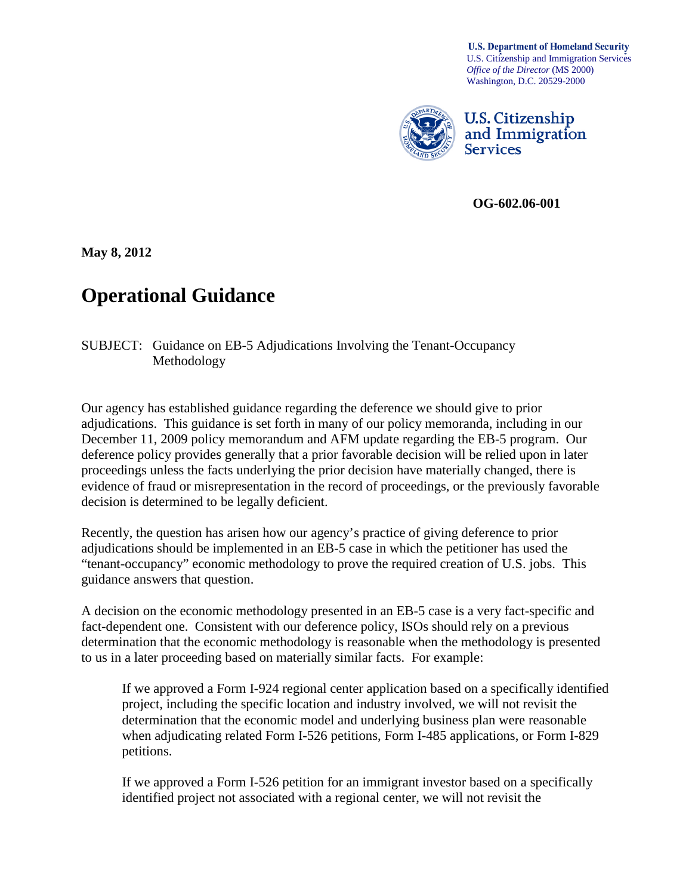**U.S. Department of Homeland Security**
U.S. Citizenship and Immigration Services
*Office of the Director* (MS 2000)
Washington, D.C. 20529-2000

U.S. Citizenship and Immigration Services

**OG-602.06-001**

**May 8, 2012**

# Operational Guidance

SUBJECT: Guidance on EB-5 Adjudications Involving the Tenant-Occupancy Methodology

Our agency has established guidance regarding the deference we should give to prior adjudications. This guidance is set forth in many of our policy memoranda, including in our December 11, 2009 policy memorandum and AFM update regarding the EB-5 program. Our deference policy provides generally that a prior favorable decision will be relied upon in later proceedings unless the facts underlying the prior decision have materially changed, there is evidence of fraud or misrepresentation in the record of proceedings, or the previously favorable decision is determined to be legally deficient.

Recently, the question has arisen how our agency's practice of giving deference to prior adjudications should be implemented in an EB-5 case in which the petitioner has used the "tenant-occupancy" economic methodology to prove the required creation of U.S. jobs. This guidance answers that question.

A decision on the economic methodology presented in an EB-5 case is a very fact-specific and fact-dependent one. Consistent with our deference policy, ISOs should rely on a previous determination that the economic methodology is reasonable when the methodology is presented to us in a later proceeding based on materially similar facts. For example:

> If we approved a Form I-924 regional center application based on a specifically identified project, including the specific location and industry involved, we will not revisit the determination that the economic model and underlying business plan were reasonable when adjudicating related Form I-526 petitions, Form I-485 applications, or Form I-829 petitions.
>
> If we approved a Form I-526 petition for an immigrant investor based on a specifically identified project not associated with a regional center, we will not revisit the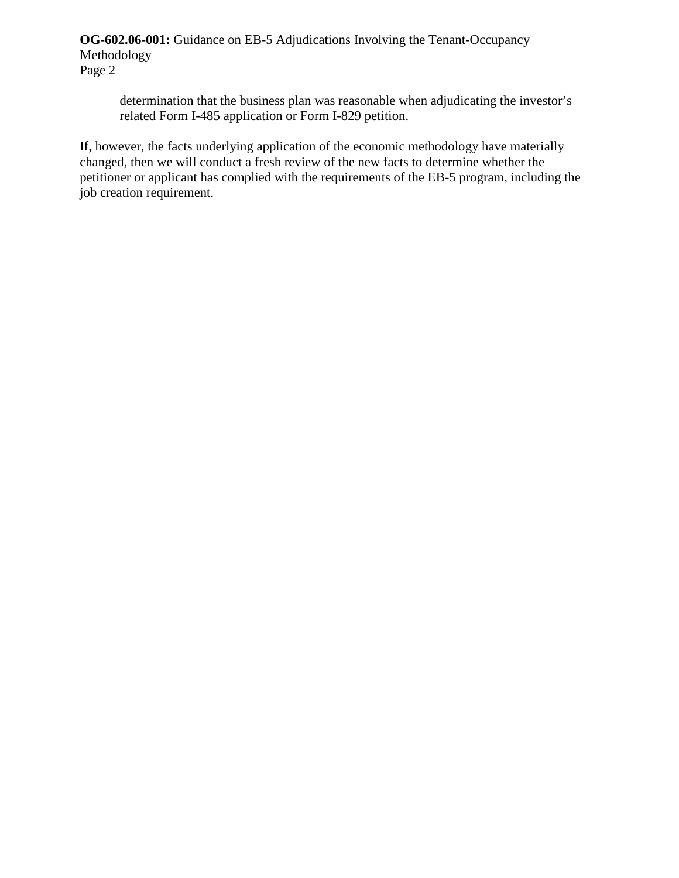determination that the business plan was reasonable when adjudicating the investor's related Form I-485 application or Form I-829 petition.

If, however, the facts underlying application of the economic methodology have materially changed, then we will conduct a fresh review of the new facts to determine whether the petitioner or applicant has complied with the requirements of the EB-5 program, including the job creation requirement.